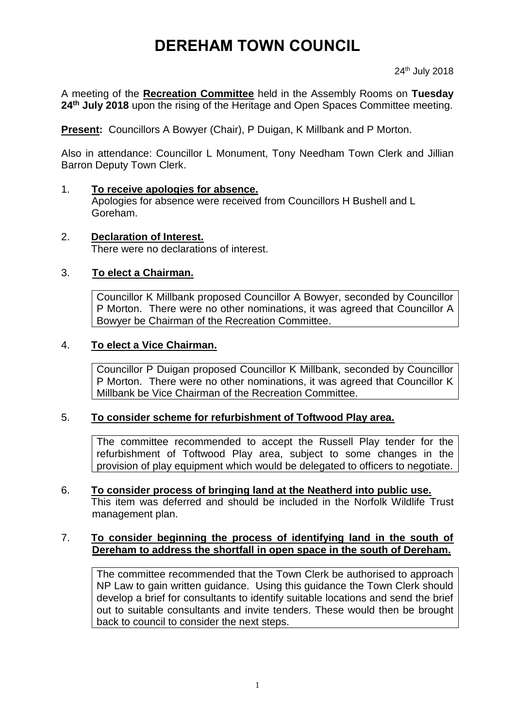# DEREHAM TOWN COUNCIL

24th July 2018

A meeting of the **Recreation Committee** held in the Assembly Rooms on **Tuesday 24th July 2018** upon the rising of the Heritage and Open Spaces Committee meeting.

**Present:** Councillors A Bowyer (Chair), P Duigan, K Millbank and P Morton.

Also in attendance: Councillor L Monument, Tony Needham Town Clerk and Jillian Barron Deputy Town Clerk.

1. **To receive apologies for absence.**
   Apologies for absence were received from Councillors H Bushell and L Goreham.

2. **Declaration of Interest.**
   There were no declarations of interest.

3. **To elect a Chairman.**

   Councillor K Millbank proposed Councillor A Bowyer, seconded by Councillor P Morton. There were no other nominations, it was agreed that Councillor A Bowyer be Chairman of the Recreation Committee.

4. **To elect a Vice Chairman.**

   Councillor P Duigan proposed Councillor K Millbank, seconded by Councillor P Morton. There were no other nominations, it was agreed that Councillor K Millbank be Vice Chairman of the Recreation Committee.

5. **To consider scheme for refurbishment of Toftwood Play area.**

   The committee recommended to accept the Russell Play tender for the refurbishment of Toftwood Play area, subject to some changes in the provision of play equipment which would be delegated to officers to negotiate.

6. **To consider process of bringing land at the Neatherd into public use.**
   This item was deferred and should be included in the Norfolk Wildlife Trust management plan.

7. **To consider beginning the process of identifying land in the south of Dereham to address the shortfall in open space in the south of Dereham.**

   The committee recommended that the Town Clerk be authorised to approach NP Law to gain written guidance. Using this guidance the Town Clerk should develop a brief for consultants to identify suitable locations and send the brief out to suitable consultants and invite tenders. These would then be brought back to council to consider the next steps.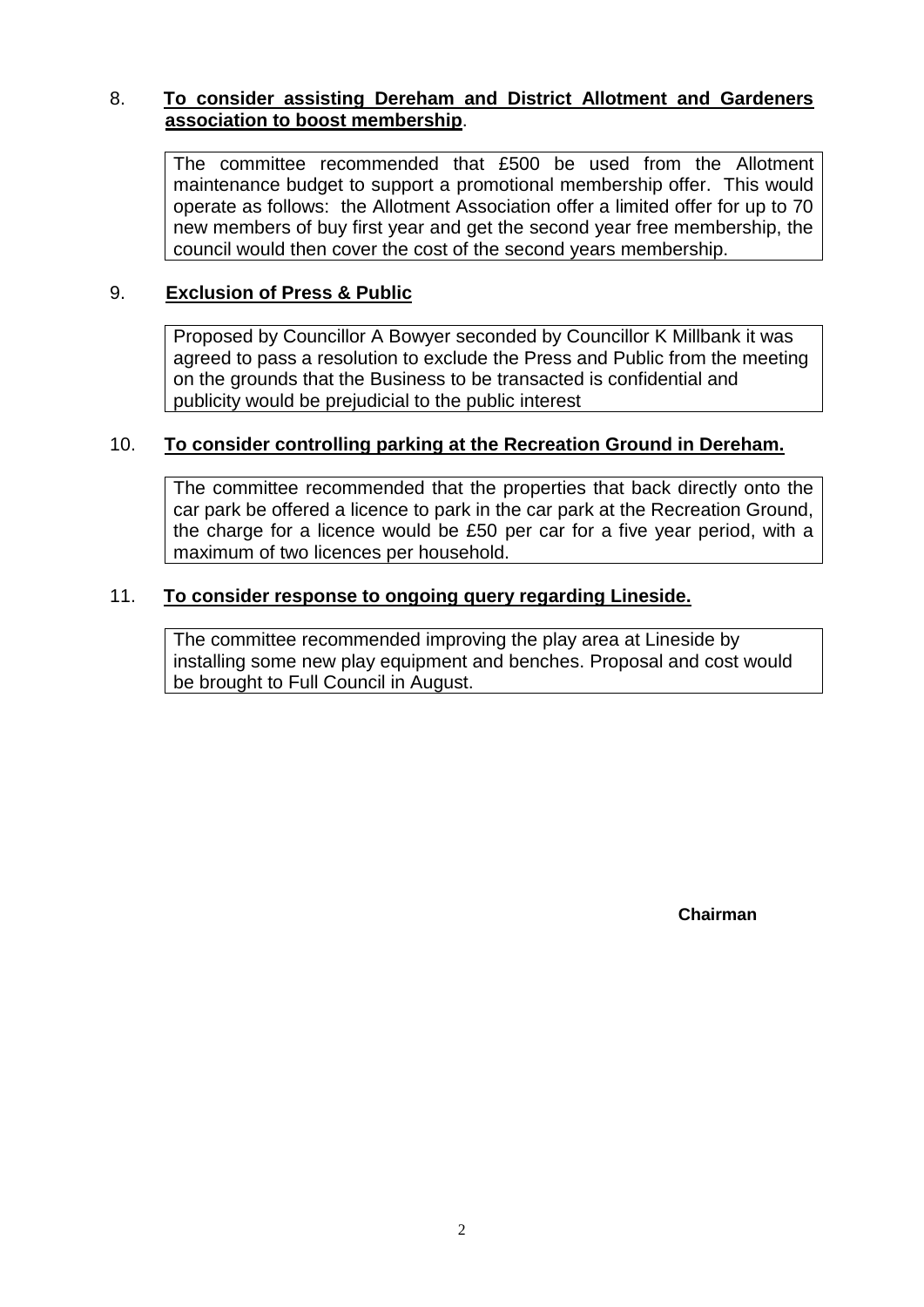8. **To consider assisting Dereham and District Allotment and Gardeners association to boost membership**.

The committee recommended that £500 be used from the Allotment maintenance budget to support a promotional membership offer. This would operate as follows: the Allotment Association offer a limited offer for up to 70 new members of buy first year and get the second year free membership, the council would then cover the cost of the second years membership.

9. **Exclusion of Press & Public**

Proposed by Councillor A Bowyer seconded by Councillor K Millbank it was agreed to pass a resolution to exclude the Press and Public from the meeting on the grounds that the Business to be transacted is confidential and publicity would be prejudicial to the public interest

10. **To consider controlling parking at the Recreation Ground in Dereham.**

The committee recommended that the properties that back directly onto the car park be offered a licence to park in the car park at the Recreation Ground, the charge for a licence would be £50 per car for a five year period, with a maximum of two licences per household.

11. **To consider response to ongoing query regarding Lineside.**

The committee recommended improving the play area at Lineside by installing some new play equipment and benches. Proposal and cost would be brought to Full Council in August.

**Chairman**